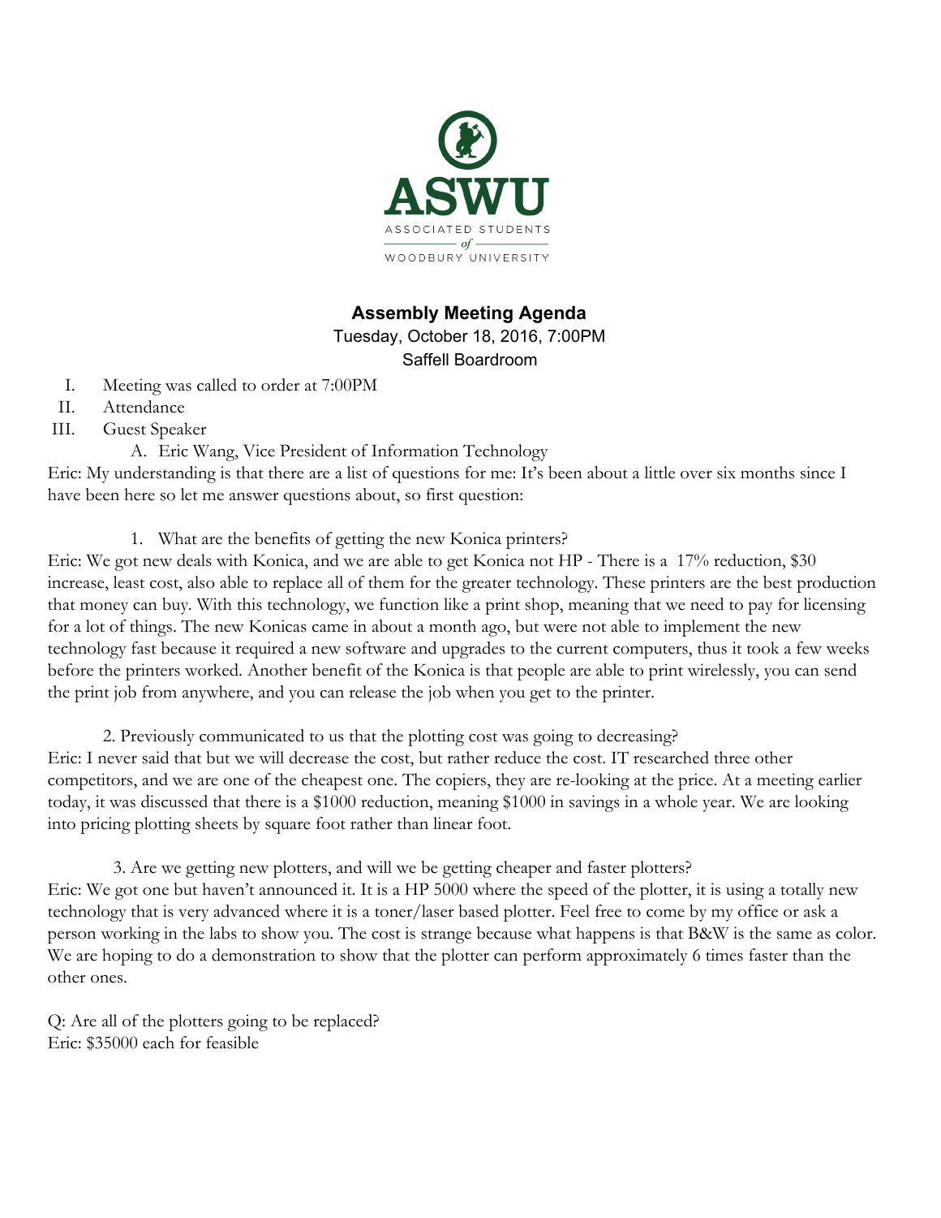ASWU

ASSOCIATED STUDENTS

of

WOODBURY UNIVERSITY

## Assembly Meeting Agenda

Tuesday, October 18, 2016, 7:00PM

Saffell Boardroom

I. Meeting was called to order at 7:00PM

II. Attendance

III. Guest Speaker

   A. Eric Wang, Vice President of Information Technology

Eric: My understanding is that there are a list of questions for me: It's been about a little over six months since I have been here so let me answer questions about, so first question:

1. What are the benefits of getting the new Konica printers?

Eric: We got new deals with Konica, and we are able to get Konica not HP - There is a 17% reduction, $30 increase, least cost, also able to replace all of them for the greater technology. These printers are the best production that money can buy. With this technology, we function like a print shop, meaning that we need to pay for licensing for a lot of things. The new Konicas came in about a month ago, but were not able to implement the new technology fast because it required a new software and upgrades to the current computers, thus it took a few weeks before the printers worked. Another benefit of the Konica is that people are able to print wirelessly, you can send the print job from anywhere, and you can release the job when you get to the printer.

2. Previously communicated to us that the plotting cost was going to decreasing?

Eric: I never said that but we will decrease the cost, but rather reduce the cost. IT researched three other competitors, and we are one of the cheapest one. The copiers, they are re-looking at the price. At a meeting earlier today, it was discussed that there is a $1000 reduction, meaning $1000 in savings in a whole year. We are looking into pricing plotting sheets by square foot rather than linear foot.

3. Are we getting new plotters, and will we be getting cheaper and faster plotters?

Eric: We got one but haven't announced it. It is a HP 5000 where the speed of the plotter, it is using a totally new technology that is very advanced where it is a toner/laser based plotter. Feel free to come by my office or ask a person working in the labs to show you. The cost is strange because what happens is that B&W is the same as color. We are hoping to do a demonstration to show that the plotter can perform approximately 6 times faster than the other ones.

Q: Are all of the plotters going to be replaced?

Eric: $35000 each for feasible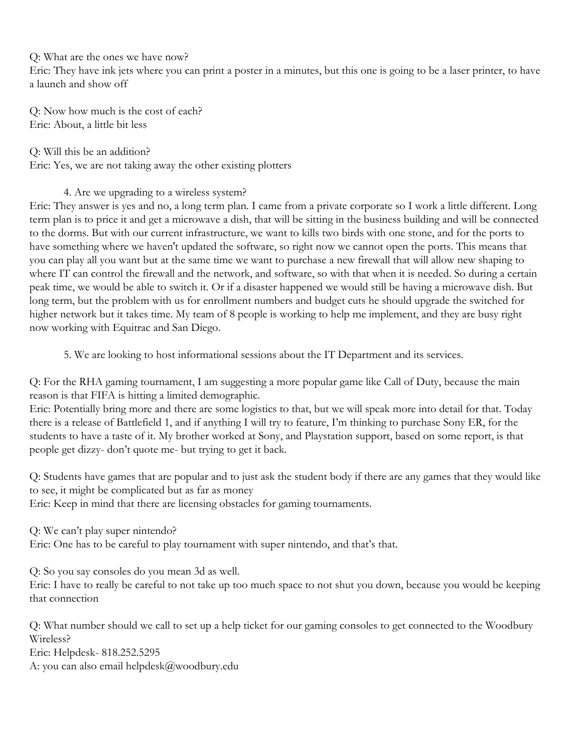Q: What are the ones we have now?
Eric: They have ink jets where you can print a poster in a minutes, but this one is going to be a laser printer, to have a launch and show off

Q: Now how much is the cost of each?
Eric: About, a little bit less

Q: Will this be an addition?
Eric: Yes, we are not taking away the other existing plotters

4. Are we upgrading to a wireless system?

Eric: They answer is yes and no, a long term plan. I came from a private corporate so I work a little different. Long term plan is to price it and get a microwave a dish, that will be sitting in the business building and will be connected to the dorms. But with our current infrastructure, we want to kills two birds with one stone, and for the ports to have something where we haven't updated the software, so right now we cannot open the ports. This means that you can play all you want but at the same time we want to purchase a new firewall that will allow new shaping to where IT can control the firewall and the network, and software, so with that when it is needed. So during a certain peak time, we would be able to switch it. Or if a disaster happened we would still be having a microwave dish. But long term, but the problem with us for enrollment numbers and budget cuts he should upgrade the switched for higher network but it takes time. My team of 8 people is working to help me implement, and they are busy right now working with Equitrac and San Diego.

5. We are looking to host informational sessions about the IT Department and its services.

Q: For the RHA gaming tournament, I am suggesting a more popular game like Call of Duty, because the main reason is that FIFA is hitting a limited demographic.
Eric: Potentially bring more and there are some logistics to that, but we will speak more into detail for that. Today there is a release of Battlefield 1, and if anything I will try to feature, I'm thinking to purchase Sony ER, for the students to have a taste of it. My brother worked at Sony, and Playstation support, based on some report, is that people get dizzy- don't quote me- but trying to get it back.

Q: Students have games that are popular and to just ask the student body if there are any games that they would like to see, it might be complicated but as far as money
Eric: Keep in mind that there are licensing obstacles for gaming tournaments.

Q: We can't play super nintendo?
Eric: One has to be careful to play tournament with super nintendo, and that's that.

Q: So you say consoles do you mean 3d as well.
Eric: I have to really be careful to not take up too much space to not shut you down, because you would be keeping that connection

Q: What number should we call to set up a help ticket for our gaming consoles to get connected to the Woodbury Wireless?
Eric: Helpdesk- 818.252.5295
A: you can also email helpdesk@woodbury.edu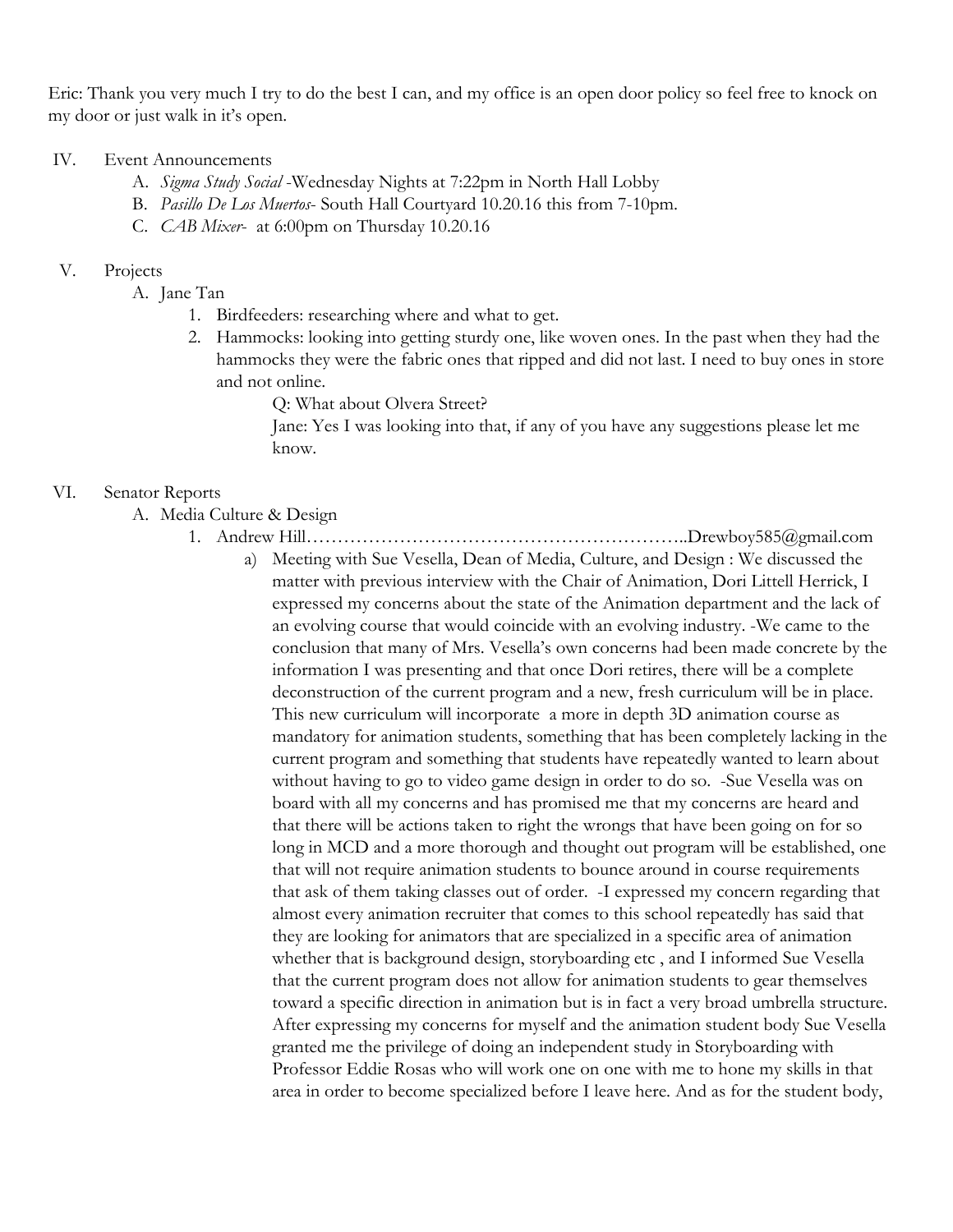Eric: Thank you very much I try to do the best I can, and my office is an open door policy so feel free to knock on my door or just walk in it's open.

IV. Event Announcements
   A. *Sigma Study Social* -Wednesday Nights at 7:22pm in North Hall Lobby
   B. *Pasillo De Los Muertos*- South Hall Courtyard 10.20.16 this from 7-10pm.
   C. *CAB Mixer*- at 6:00pm on Thursday 10.20.16

V. Projects
   A. Jane Tan
      1. Birdfeeders: researching where and what to get.
      2. Hammocks: looking into getting sturdy one, like woven ones. In the past when they had the hammocks they were the fabric ones that ripped and did not last. I need to buy ones in store and not online.

         Q: What about Olvera Street?

         Jane: Yes I was looking into that, if any of you have any suggestions please let me know.

VI. Senator Reports
   A. Media Culture & Design
      1. Andrew Hill……………………………………………………..Drewboy585@gmail.com
         a) Meeting with Sue Vesella, Dean of Media, Culture, and Design : We discussed the matter with previous interview with the Chair of Animation, Dori Littell Herrick, I expressed my concerns about the state of the Animation department and the lack of an evolving course that would coincide with an evolving industry. -We came to the conclusion that many of Mrs. Vesella's own concerns had been made concrete by the information I was presenting and that once Dori retires, there will be a complete deconstruction of the current program and a new, fresh curriculum will be in place. This new curriculum will incorporate a more in depth 3D animation course as mandatory for animation students, something that has been completely lacking in the current program and something that students have repeatedly wanted to learn about without having to go to video game design in order to do so. -Sue Vesella was on board with all my concerns and has promised me that my concerns are heard and that there will be actions taken to right the wrongs that have been going on for so long in MCD and a more thorough and thought out program will be established, one that will not require animation students to bounce around in course requirements that ask of them taking classes out of order. -I expressed my concern regarding that almost every animation recruiter that comes to this school repeatedly has said that they are looking for animators that are specialized in a specific area of animation whether that is background design, storyboarding etc , and I informed Sue Vesella that the current program does not allow for animation students to gear themselves toward a specific direction in animation but is in fact a very broad umbrella structure. After expressing my concerns for myself and the animation student body Sue Vesella granted me the privilege of doing an independent study in Storyboarding with Professor Eddie Rosas who will work one on one with me to hone my skills in that area in order to become specialized before I leave here. And as for the student body,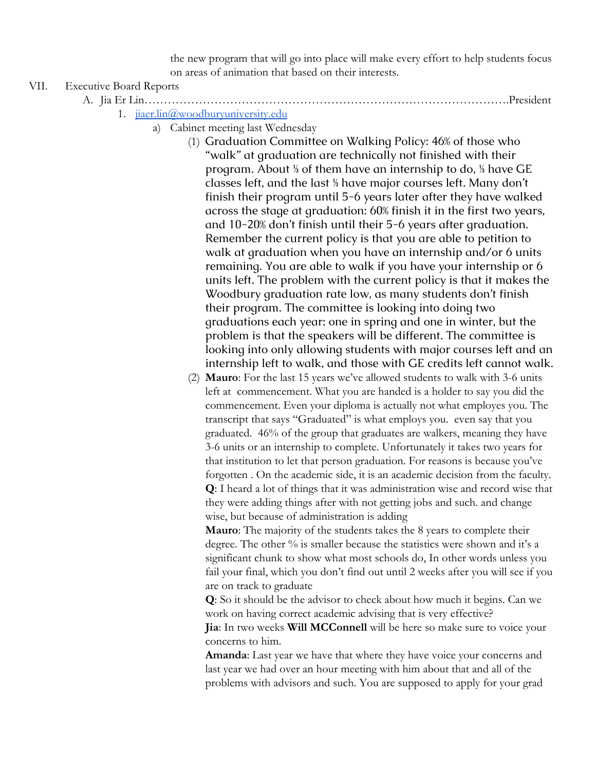the new program that will go into place will make every effort to help students focus on areas of animation that based on their interests.

VII. Executive Board Reports

A. Jia Er Lin……………………………………………………………………………….President

1. jiaer.lin@woodburyuniversity.edu

a) Cabinet meeting last Wednesday

(1) Graduation Committee on Walking Policy: 46% of those who "walk" at graduation are technically not finished with their program. About ⅓ of them have an internship to do, ⅓ have GE classes left, and the last ⅓ have major courses left. Many don't finish their program until 5-6 years later after they have walked across the stage at graduation: 60% finish it in the first two years, and 10-20% don't finish until their 5-6 years after graduation. Remember the current policy is that you are able to petition to walk at graduation when you have an internship and/or 6 units remaining. You are able to walk if you have your internship or 6 units left. The problem with the current policy is that it makes the Woodbury graduation rate low, as many students don't finish their program. The committee is looking into doing two graduations each year: one in spring and one in winter, but the problem is that the speakers will be different. The committee is looking into only allowing students with major courses left and an internship left to walk, and those with GE credits left cannot walk.

(2) **Mauro**: For the last 15 years we've allowed students to walk with 3-6 units left at commencement. What you are handed is a holder to say you did the commencement. Even your diploma is actually not what employes you. The transcript that says "Graduated" is what employs you. even say that you graduated. 46% of the group that graduates are walkers, meaning they have 3-6 units or an internship to complete. Unfortunately it takes two years for that institution to let that person graduation. For reasons is because you've forgotten . On the academic side, it is an academic decision from the faculty.

**Q**: I heard a lot of things that it was administration wise and record wise that they were adding things after with not getting jobs and such. and change wise, but because of administration is adding

**Mauro**: The majority of the students takes the 8 years to complete their degree. The other % is smaller because the statistics were shown and it's a significant chunk to show what most schools do, In other words unless you fail your final, which you don't find out until 2 weeks after you will see if you are on track to graduate

**Q**: So it should be the advisor to check about how much it begins. Can we work on having correct academic advising that is very effective?

**Jia**: In two weeks **Will MCConnell** will be here so make sure to voice your concerns to him.

**Amanda**: Last year we have that where they have voice your concerns and last year we had over an hour meeting with him about that and all of the problems with advisors and such. You are supposed to apply for your grad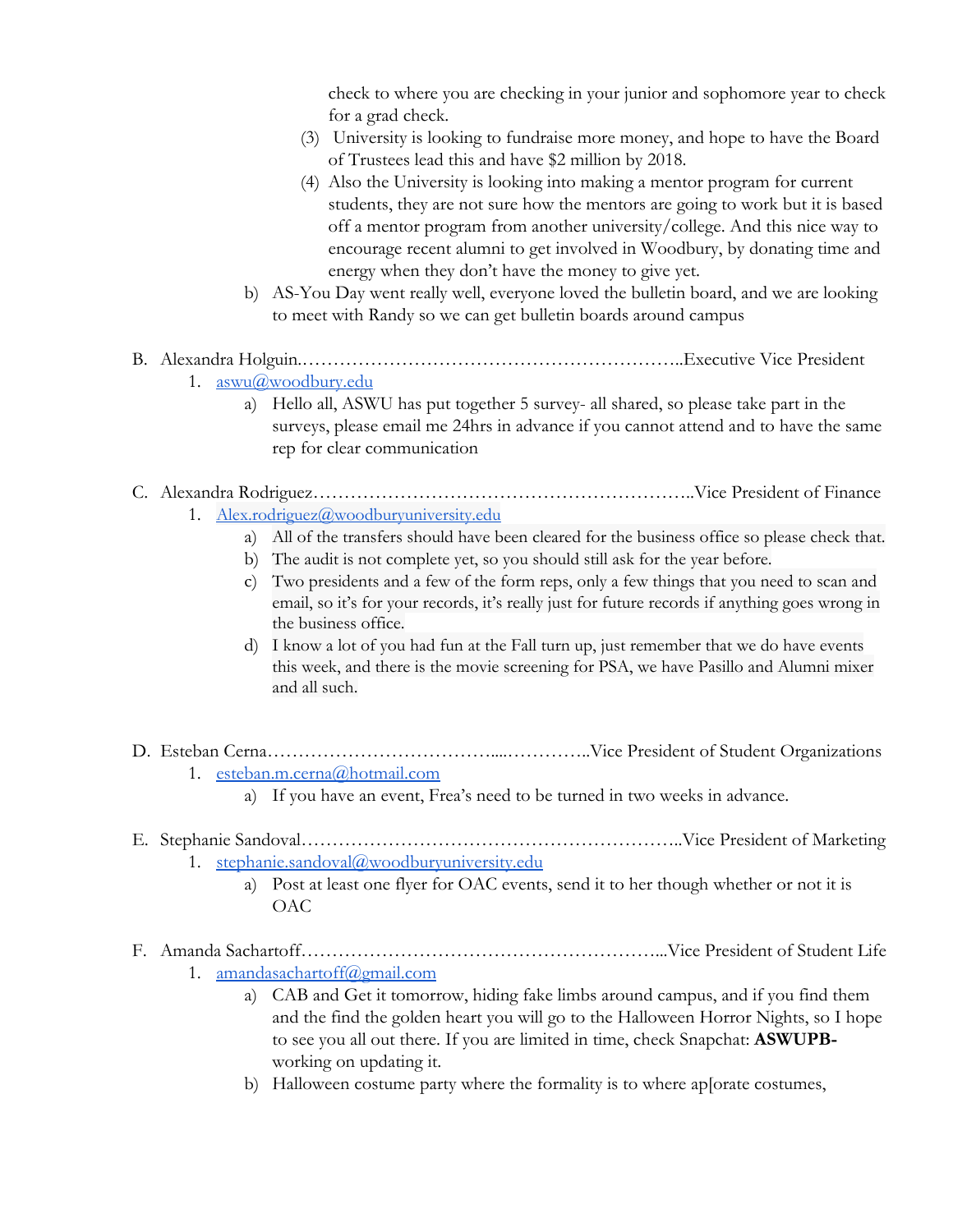check to where you are checking in your junior and sophomore year to check for a grad check.

(3) University is looking to fundraise more money, and hope to have the Board of Trustees lead this and have $2 million by 2018.

(4) Also the University is looking into making a mentor program for current students, they are not sure how the mentors are going to work but it is based off a mentor program from another university/college. And this nice way to encourage recent alumni to get involved in Woodbury, by donating time and energy when they don't have the money to give yet.

b) AS-You Day went really well, everyone loved the bulletin board, and we are looking to meet with Randy so we can get bulletin boards around campus

B. Alexandra Holguin……………………………………………………..Executive Vice President

1. aswu@woodbury.edu

a) Hello all, ASWU has put together 5 survey- all shared, so please take part in the surveys, please email me 24hrs in advance if you cannot attend and to have the same rep for clear communication

C. Alexandra Rodriguez……………………………………………………..Vice President of Finance

1. Alex.rodriguez@woodburyuniversity.edu

a) All of the transfers should have been cleared for the business office so please check that.

b) The audit is not complete yet, so you should still ask for the year before.

c) Two presidents and a few of the form reps, only a few things that you need to scan and email, so it's for your records, it's really just for future records if anything goes wrong in the business office.

d) I know a lot of you had fun at the Fall turn up, just remember that we do have events this week, and there is the movie screening for PSA, we have Pasillo and Alumni mixer and all such.

D. Esteban Cerna…………………………………....…………..Vice President of Student Organizations

1. esteban.m.cerna@hotmail.com

a) If you have an event, Frea's need to be turned in two weeks in advance.

E. Stephanie Sandoval……………………………………………………..Vice President of Marketing

1. stephanie.sandoval@woodburyuniversity.edu

a) Post at least one flyer for OAC events, send it to her though whether or not it is OAC

F. Amanda Sachartoff…………………………………………………...Vice President of Student Life

1. amandasachartoff@gmail.com

a) CAB and Get it tomorrow, hiding fake limbs around campus, and if you find them and the find the golden heart you will go to the Halloween Horror Nights, so I hope to see you all out there. If you are limited in time, check Snapchat: **ASWUPB-** working on updating it.

b) Halloween costume party where the formality is to where ap[orate costumes,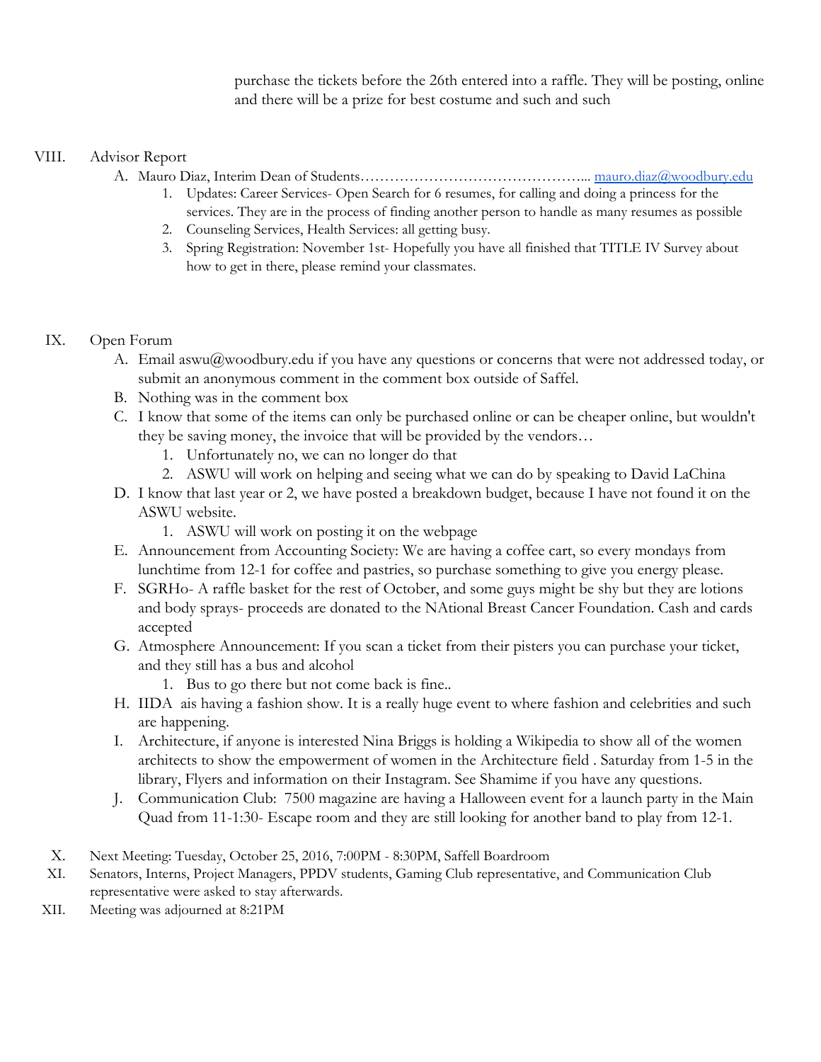purchase the tickets before the 26th entered into a raffle. They will be posting, online and there will be a prize for best costume and such and such

VIII. Advisor Report

A. Mauro Diaz, Interim Dean of Students……………………………………... mauro.diaz@woodbury.edu

1. Updates: Career Services- Open Search for 6 resumes, for calling and doing a princess for the services. They are in the process of finding another person to handle as many resumes as possible
2. Counseling Services, Health Services: all getting busy.
3. Spring Registration: November 1st- Hopefully you have all finished that TITLE IV Survey about how to get in there, please remind your classmates.

IX. Open Forum

A. Email aswu@woodbury.edu if you have any questions or concerns that were not addressed today, or submit an anonymous comment in the comment box outside of Saffel.

B. Nothing was in the comment box

C. I know that some of the items can only be purchased online or can be cheaper online, but wouldn't they be saving money, the invoice that will be provided by the vendors…

1. Unfortunately no, we can no longer do that
2. ASWU will work on helping and seeing what we can do by speaking to David LaChina

D. I know that last year or 2, we have posted a breakdown budget, because I have not found it on the ASWU website.

1. ASWU will work on posting it on the webpage

E. Announcement from Accounting Society: We are having a coffee cart, so every mondays from lunchtime from 12-1 for coffee and pastries, so purchase something to give you energy please.

F. SGRHo- A raffle basket for the rest of October, and some guys might be shy but they are lotions and body sprays- proceeds are donated to the NAtional Breast Cancer Foundation. Cash and cards accepted

G. Atmosphere Announcement: If you scan a ticket from their pisters you can purchase your ticket, and they still has a bus and alcohol

1. Bus to go there but not come back is fine..

H. IIDA ais having a fashion show. It is a really huge event to where fashion and celebrities and such are happening.

I. Architecture, if anyone is interested Nina Briggs is holding a Wikipedia to show all of the women architects to show the empowerment of women in the Architecture field . Saturday from 1-5 in the library, Flyers and information on their Instagram. See Shamime if you have any questions.

J. Communication Club: 7500 magazine are having a Halloween event for a launch party in the Main Quad from 11-1:30- Escape room and they are still looking for another band to play from 12-1.

X. Next Meeting: Tuesday, October 25, 2016, 7:00PM - 8:30PM, Saffell Boardroom

XI. Senators, Interns, Project Managers, PPDV students, Gaming Club representative, and Communication Club representative were asked to stay afterwards.

XII. Meeting was adjourned at 8:21PM